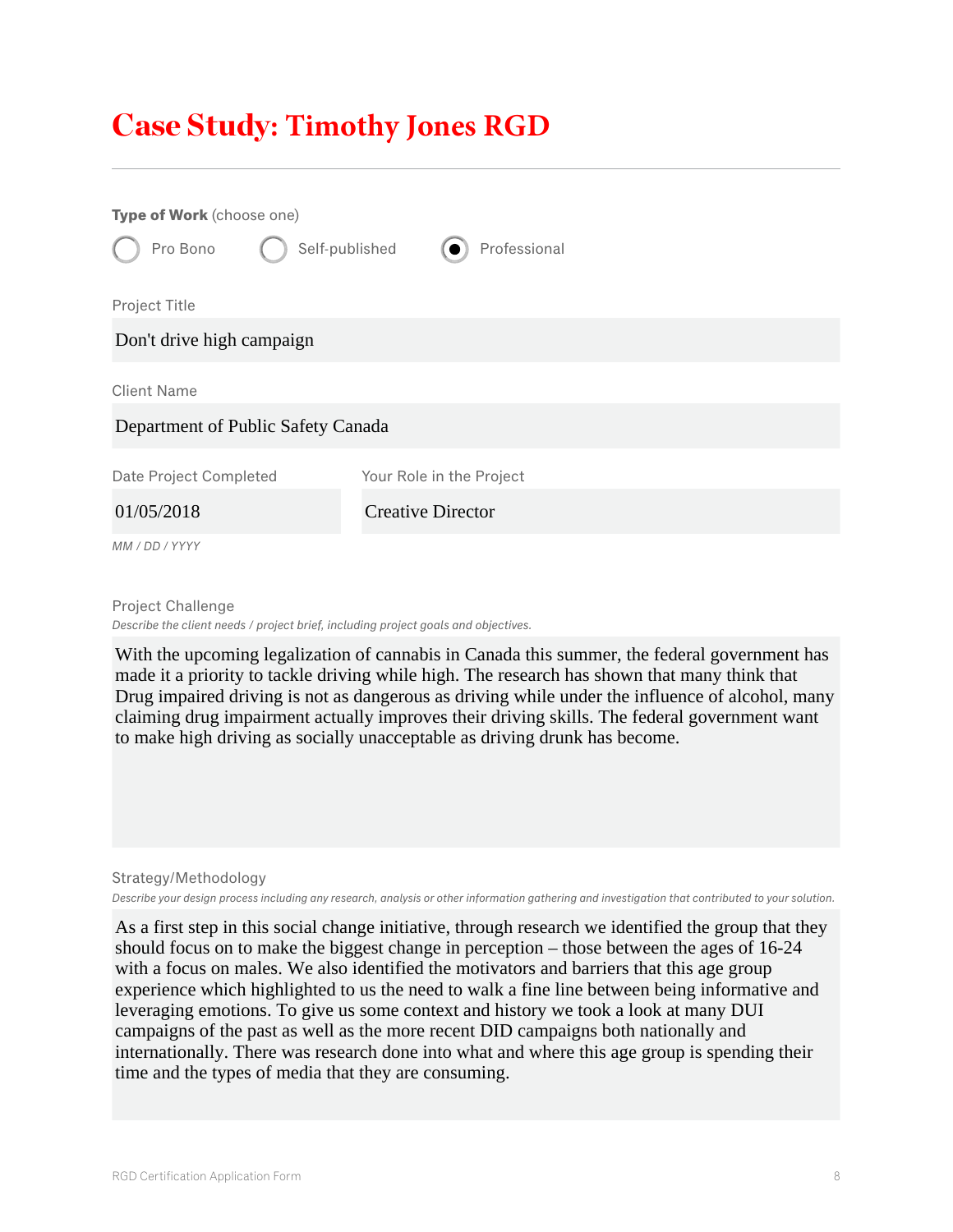# Case Study: Timothy Jones RGD

**Type of Work** (choose one)

- ○ Pro Bono
- ○ Self-published
- ● Professional

Project Title

Don't drive high campaign

Client Name

Department of Public Safety Canada

Date Project Completed

01/05/2018

*MM / DD / YYYY*

Your Role in the Project

Creative Director

Project Challenge

*Describe the client needs / project brief, including project goals and objectives.*

With the upcoming legalization of cannabis in Canada this summer, the federal government has made it a priority to tackle driving while high. The research has shown that many think that Drug impaired driving is not as dangerous as driving while under the influence of alcohol, many claiming drug impairment actually improves their driving skills. The federal government want to make high driving as socially unacceptable as driving drunk has become.

Strategy/Methodology

*Describe your design process including any research, analysis or other information gathering and investigation that contributed to your solution.*

As a first step in this social change initiative, through research we identified the group that they should focus on to make the biggest change in perception – those between the ages of 16-24 with a focus on males. We also identified the motivators and barriers that this age group experience which highlighted to us the need to walk a fine line between being informative and leveraging emotions. To give us some context and history we took a look at many DUI campaigns of the past as well as the more recent DID campaigns both nationally and internationally. There was research done into what and where this age group is spending their time and the types of media that they are consuming.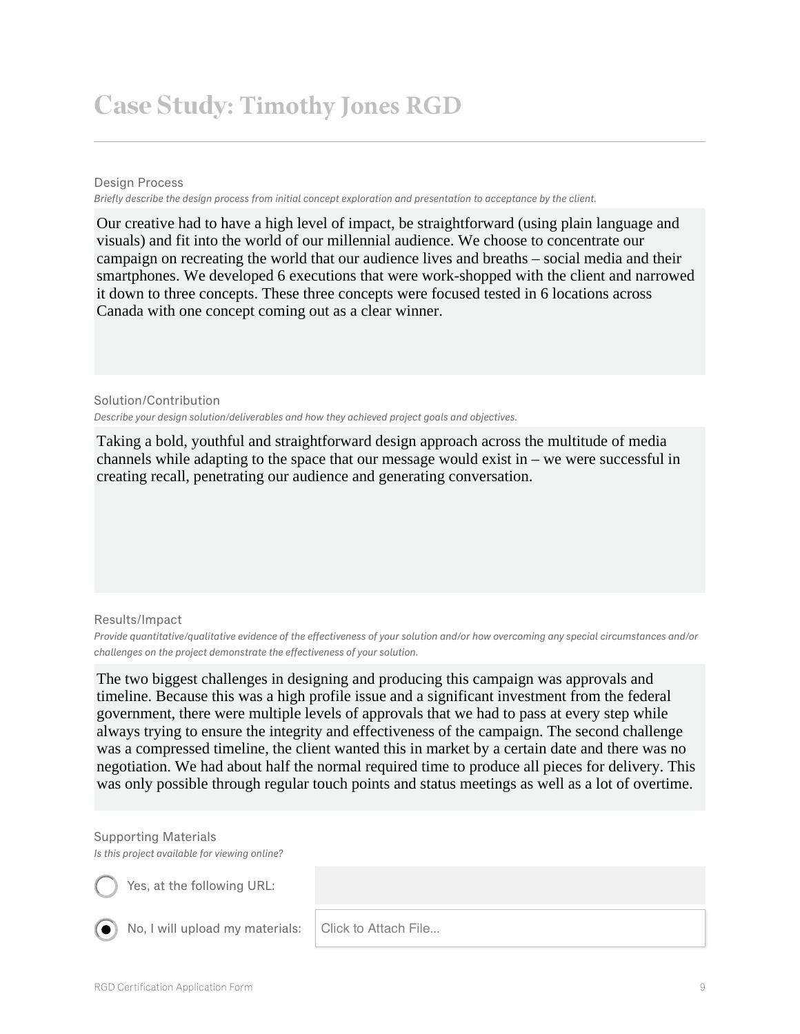# Case Study: Timothy Jones RGD

---

Design Process

*Briefly describe the design process from initial concept exploration and presentation to acceptance by the client.*

Our creative had to have a high level of impact, be straightforward (using plain language and visuals) and fit into the world of our millennial audience. We choose to concentrate our campaign on recreating the world that our audience lives and breaths – social media and their smartphones. We developed 6 executions that were work-shopped with the client and narrowed it down to three concepts. These three concepts were focused tested in 6 locations across Canada with one concept coming out as a clear winner.

Solution/Contribution

*Describe your design solution/deliverables and how they achieved project goals and objectives.*

Taking a bold, youthful and straightforward design approach across the multitude of media channels while adapting to the space that our message would exist in – we were successful in creating recall, penetrating our audience and generating conversation.

Results/Impact

*Provide quantitative/qualitative evidence of the effectiveness of your solution and/or how overcoming any special circumstances and/or challenges on the project demonstrate the effectiveness of your solution.*

The two biggest challenges in designing and producing this campaign was approvals and timeline. Because this was a high profile issue and a significant investment from the federal government, there were multiple levels of approvals that we had to pass at every step while always trying to ensure the integrity and effectiveness of the campaign. The second challenge was a compressed timeline, the client wanted this in market by a certain date and there was no negotiation. We had about half the normal required time to produce all pieces for delivery. This was only possible through regular touch points and status meetings as well as a lot of overtime.

Supporting Materials

*Is this project available for viewing online?*

- ○ Yes, at the following URL:
- ● No, I will upload my materials: Click to Attach File...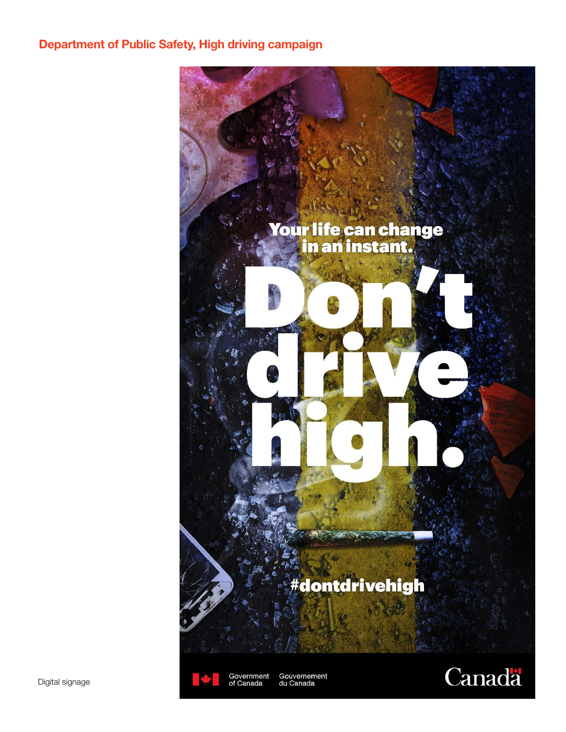## Department of Public Safety, High driving campaign

Your life can change in an instant.

# Don't drive high.

#dontdrivehigh

Government of Canada | Gouvernement du Canada

Canada

Digital signage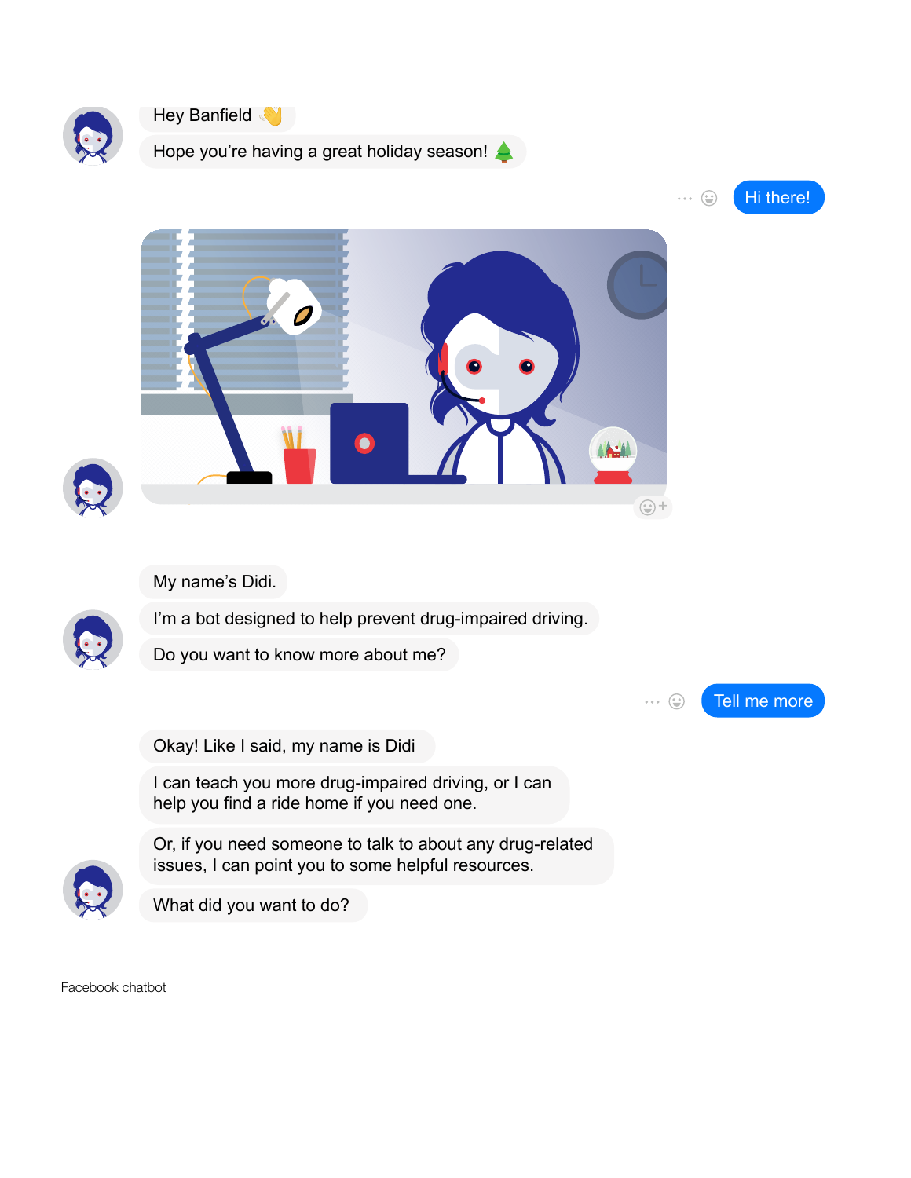Hey Banfield 👋

Hope you're having a great holiday season! 🌲

Hi there!

My name's Didi.

I'm a bot designed to help prevent drug-impaired driving.

Do you want to know more about me?

Tell me more

Okay! Like I said, my name is Didi

I can teach you more drug-impaired driving, or I can help you find a ride home if you need one.

Or, if you need someone to talk to about any drug-related issues, I can point you to some helpful resources.

What did you want to do?

Facebook chatbot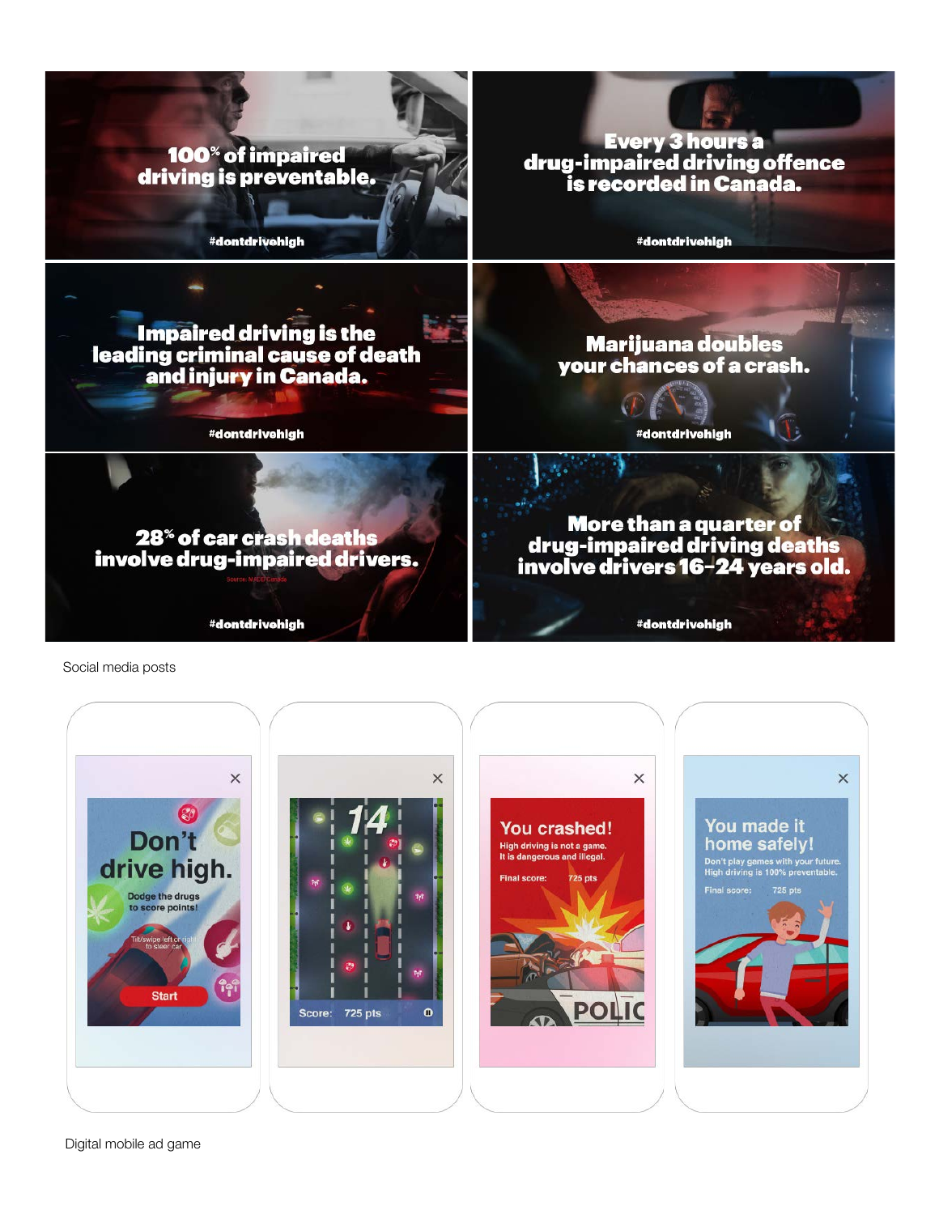100% of impaired driving is preventable.

#dontdrivehigh

Every 3 hours a drug-impaired driving offence is recorded in Canada.

#dontdrivehigh

Impaired driving is the leading criminal cause of death and injury in Canada.

#dontdrivehigh

Marijuana doubles your chances of a crash.

#dontdrivehigh

28% of car crash deaths involve drug-impaired drivers.

Source: MADD Canada

#dontdrivehigh

More than a quarter of drug-impaired driving deaths involve drivers 16–24 years old.

#dontdrivehigh

Social media posts

Don't drive high.

Dodge the drugs to score points!

Tilt/swipe left or right to steer car

Start

14

Score: 725 pts

You crashed!

High driving is not a game. It is dangerous and illegal.

Final score: 725 pts

You made it home safely!

Don't play games with your future. High driving is 100% preventable.

Final score: 725 pts

Digital mobile ad game